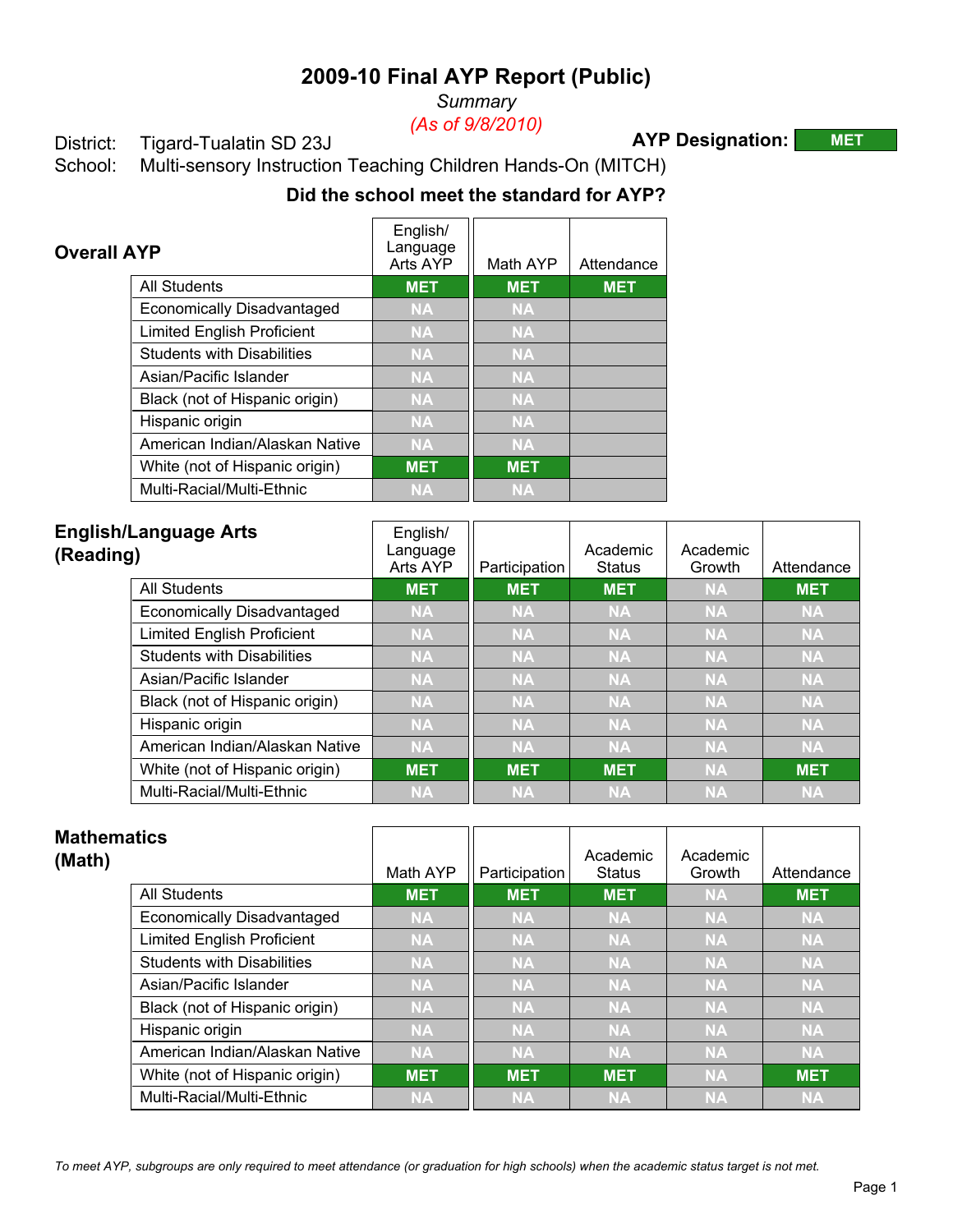# 2009-10 Final AYP Report (Public)

*Summary*

*(As of 9/8/2010)*

District: Tigard-Tualatin SD 23J

School: Multi-sensory Instruction Teaching Children Hands-On (MITCH)

**AYP Designation: MET**

### Did the school meet the standard for AYP?

## Overall AYP

| | English/ Language Arts AYP | Math AYP | Attendance |
|---|---|---|---|
| All Students | MET | MET | MET |
| Economically Disadvantaged | NA | NA | |
| Limited English Proficient | NA | NA | |
| Students with Disabilities | NA | NA | |
| Asian/Pacific Islander | NA | NA | |
| Black (not of Hispanic origin) | NA | NA | |
| Hispanic origin | NA | NA | |
| American Indian/Alaskan Native | NA | NA | |
| White (not of Hispanic origin) | MET | MET | |
| Multi-Racial/Multi-Ethnic | NA | NA | |

## English/Language Arts (Reading)

| | English/ Language Arts AYP | Participation | Academic Status | Academic Growth | Attendance |
|---|---|---|---|---|---|
| All Students | MET | MET | MET | NA | MET |
| Economically Disadvantaged | NA | NA | NA | NA | NA |
| Limited English Proficient | NA | NA | NA | NA | NA |
| Students with Disabilities | NA | NA | NA | NA | NA |
| Asian/Pacific Islander | NA | NA | NA | NA | NA |
| Black (not of Hispanic origin) | NA | NA | NA | NA | NA |
| Hispanic origin | NA | NA | NA | NA | NA |
| American Indian/Alaskan Native | NA | NA | NA | NA | NA |
| White (not of Hispanic origin) | MET | MET | MET | NA | MET |
| Multi-Racial/Multi-Ethnic | NA | NA | NA | NA | NA |

## Mathematics (Math)

| | Math AYP | Participation | Academic Status | Academic Growth | Attendance |
|---|---|---|---|---|---|
| All Students | MET | MET | MET | NA | MET |
| Economically Disadvantaged | NA | NA | NA | NA | NA |
| Limited English Proficient | NA | NA | NA | NA | NA |
| Students with Disabilities | NA | NA | NA | NA | NA |
| Asian/Pacific Islander | NA | NA | NA | NA | NA |
| Black (not of Hispanic origin) | NA | NA | NA | NA | NA |
| Hispanic origin | NA | NA | NA | NA | NA |
| American Indian/Alaskan Native | NA | NA | NA | NA | NA |
| White (not of Hispanic origin) | MET | MET | MET | NA | MET |
| Multi-Racial/Multi-Ethnic | NA | NA | NA | NA | NA |

*To meet AYP, subgroups are only required to meet attendance (or graduation for high schools) when the academic status target is not met.*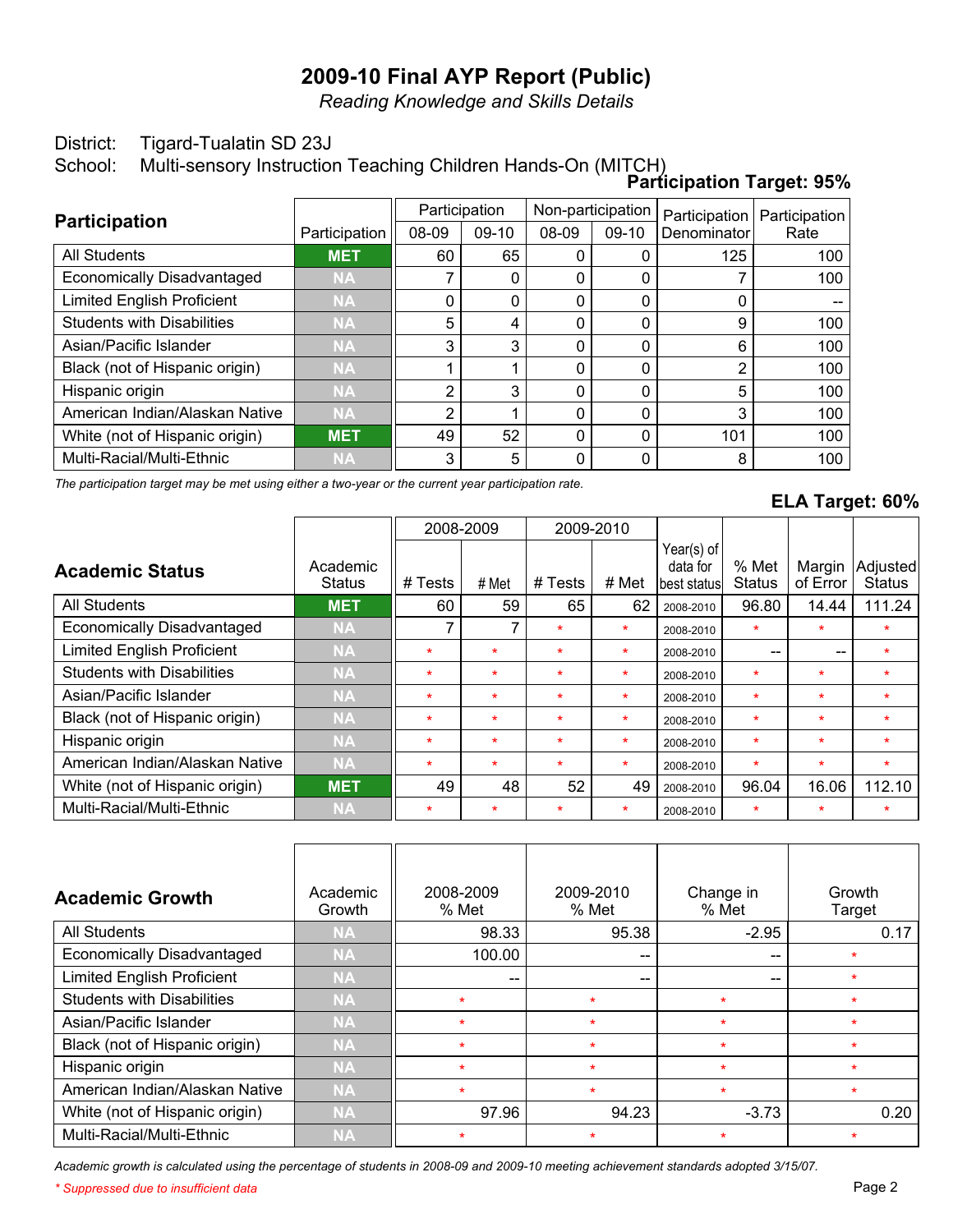# 2009-10 Final AYP Report (Public)

*Reading Knowledge and Skills Details*

District: Tigard-Tualatin SD 23J

School: Multi-sensory Instruction Teaching Children Hands-On (MITCH)

**Participation Target: 95%**

| Participation | Participation | Participation 08-09 | Participation 09-10 | Non-participation 08-09 | Non-participation 09-10 | Participation Denominator | Participation Rate |
|---|---|---|---|---|---|---|---|
| All Students | MET | 60 | 65 | 0 | 0 | 125 | 100 |
| Economically Disadvantaged | NA | 7 | 0 | 0 | 0 | 7 | 100 |
| Limited English Proficient | NA | 0 | 0 | 0 | 0 | 0 | -- |
| Students with Disabilities | NA | 5 | 4 | 0 | 0 | 9 | 100 |
| Asian/Pacific Islander | NA | 3 | 3 | 0 | 0 | 6 | 100 |
| Black (not of Hispanic origin) | NA | 1 | 1 | 0 | 0 | 2 | 100 |
| Hispanic origin | NA | 2 | 3 | 0 | 0 | 5 | 100 |
| American Indian/Alaskan Native | NA | 2 | 1 | 0 | 0 | 3 | 100 |
| White (not of Hispanic origin) | MET | 49 | 52 | 0 | 0 | 101 | 100 |
| Multi-Racial/Multi-Ethnic | NA | 3 | 5 | 0 | 0 | 8 | 100 |

*The participation target may be met using either a two-year or the current year participation rate.*

**ELA Target: 60%**

| Academic Status | Academic Status | 2008-2009 # Tests | 2008-2009 # Met | 2009-2010 # Tests | 2009-2010 # Met | Year(s) of data for best status | % Met Status | Margin of Error | Adjusted Status |
|---|---|---|---|---|---|---|---|---|---|
| All Students | MET | 60 | 59 | 65 | 62 | 2008-2010 | 96.80 | 14.44 | 111.24 |
| Economically Disadvantaged | NA | 7 | 7 | * | * | 2008-2010 | * | * | * |
| Limited English Proficient | NA | * | * | * | * | 2008-2010 | -- | -- | * |
| Students with Disabilities | NA | * | * | * | * | 2008-2010 | * | * | * |
| Asian/Pacific Islander | NA | * | * | * | * | 2008-2010 | * | * | * |
| Black (not of Hispanic origin) | NA | * | * | * | * | 2008-2010 | * | * | * |
| Hispanic origin | NA | * | * | * | * | 2008-2010 | * | * | * |
| American Indian/Alaskan Native | NA | * | * | * | * | 2008-2010 | * | * | * |
| White (not of Hispanic origin) | MET | 49 | 48 | 52 | 49 | 2008-2010 | 96.04 | 16.06 | 112.10 |
| Multi-Racial/Multi-Ethnic | NA | * | * | * | * | 2008-2010 | * | * | * |

| Academic Growth | Academic Growth | 2008-2009 % Met | 2009-2010 % Met | Change in % Met | Growth Target |
|---|---|---|---|---|---|
| All Students | NA | 98.33 | 95.38 | -2.95 | 0.17 |
| Economically Disadvantaged | NA | 100.00 | -- | -- | * |
| Limited English Proficient | NA | -- | -- | -- | * |
| Students with Disabilities | NA | * | * | * | * |
| Asian/Pacific Islander | NA | * | * | * | * |
| Black (not of Hispanic origin) | NA | * | * | * | * |
| Hispanic origin | NA | * | * | * | * |
| American Indian/Alaskan Native | NA | * | * | * | * |
| White (not of Hispanic origin) | NA | 97.96 | 94.23 | -3.73 | 0.20 |
| Multi-Racial/Multi-Ethnic | NA | * | * | * | * |

*Academic growth is calculated using the percentage of students in 2008-09 and 2009-10 meeting achievement standards adopted 3/15/07.*

*\* Suppressed due to insufficient data*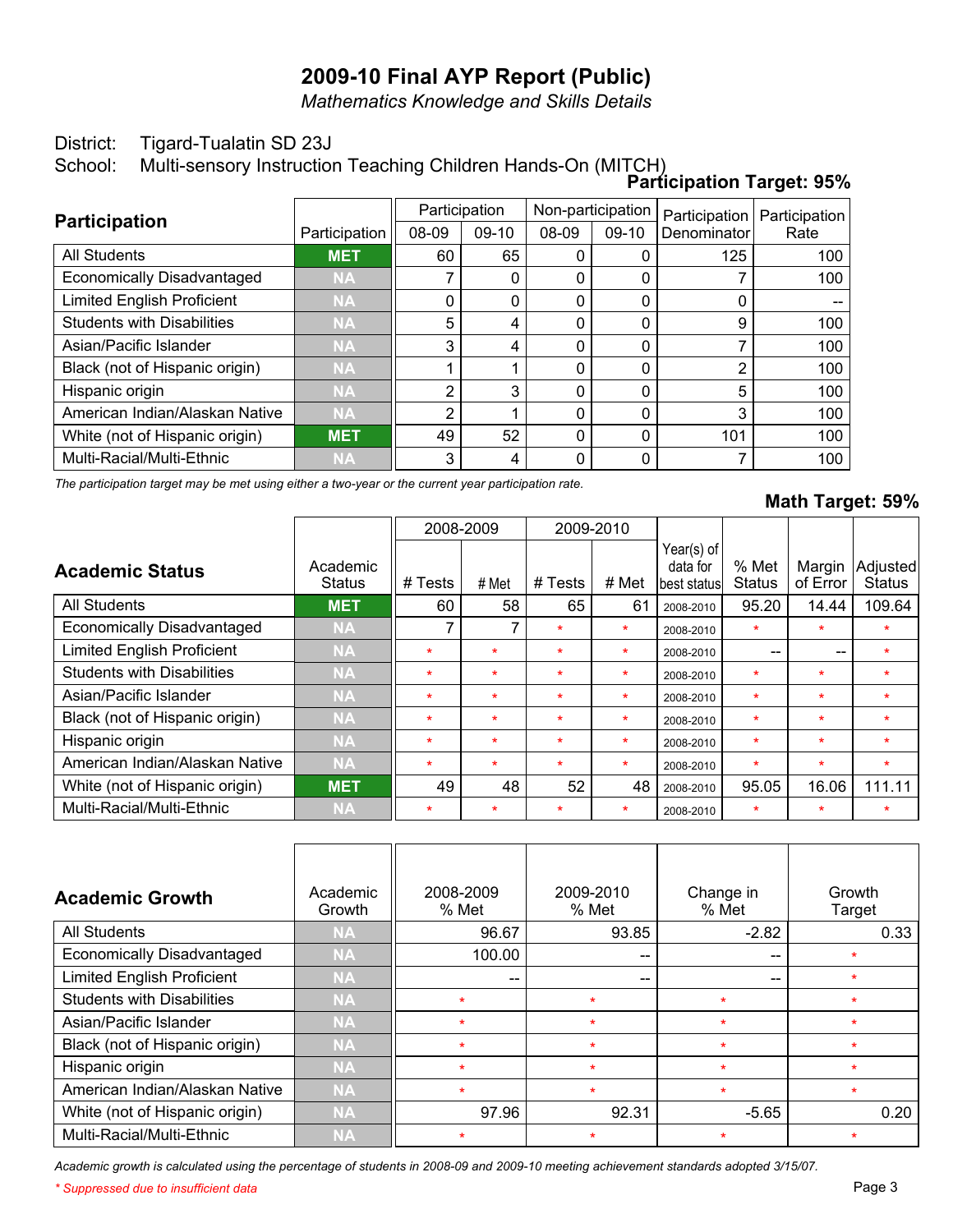# 2009-10 Final AYP Report (Public)

*Mathematics Knowledge and Skills Details*

District: Tigard-Tualatin SD 23J

School: Multi-sensory Instruction Teaching Children Hands-On (MITCH)

**Participation Target: 95%**

| Participation | Participation | Participation | | Non-participation | | Participation Denominator | Participation Rate |
|---|---|---|---|---|---|---|---|
| | | 08-09 | 09-10 | 08-09 | 09-10 | | |
| All Students | MET | 60 | 65 | 0 | 0 | 125 | 100 |
| Economically Disadvantaged | NA | 7 | 0 | 0 | 0 | 7 | 100 |
| Limited English Proficient | NA | 0 | 0 | 0 | 0 | 0 | -- |
| Students with Disabilities | NA | 5 | 4 | 0 | 0 | 9 | 100 |
| Asian/Pacific Islander | NA | 3 | 4 | 0 | 0 | 7 | 100 |
| Black (not of Hispanic origin) | NA | 1 | 1 | 0 | 0 | 2 | 100 |
| Hispanic origin | NA | 2 | 3 | 0 | 0 | 5 | 100 |
| American Indian/Alaskan Native | NA | 2 | 1 | 0 | 0 | 3 | 100 |
| White (not of Hispanic origin) | MET | 49 | 52 | 0 | 0 | 101 | 100 |
| Multi-Racial/Multi-Ethnic | NA | 3 | 4 | 0 | 0 | 7 | 100 |

*The participation target may be met using either a two-year or the current year participation rate.*

**Math Target: 59%**

| Academic Status | Academic Status | 2008-2009 | | 2009-2010 | | Year(s) of data for best status | % Met Status | Margin of Error | Adjusted Status |
|---|---|---|---|---|---|---|---|---|---|
| | | # Tests | # Met | # Tests | # Met | | | | |
| All Students | MET | 60 | 58 | 65 | 61 | 2008-2010 | 95.20 | 14.44 | 109.64 |
| Economically Disadvantaged | NA | 7 | 7 | * | * | 2008-2010 | * | * | * |
| Limited English Proficient | NA | * | * | * | * | 2008-2010 | -- | -- | * |
| Students with Disabilities | NA | * | * | * | * | 2008-2010 | * | * | * |
| Asian/Pacific Islander | NA | * | * | * | * | 2008-2010 | * | * | * |
| Black (not of Hispanic origin) | NA | * | * | * | * | 2008-2010 | * | * | * |
| Hispanic origin | NA | * | * | * | * | 2008-2010 | * | * | * |
| American Indian/Alaskan Native | NA | * | * | * | * | 2008-2010 | * | * | * |
| White (not of Hispanic origin) | MET | 49 | 48 | 52 | 48 | 2008-2010 | 95.05 | 16.06 | 111.11 |
| Multi-Racial/Multi-Ethnic | NA | * | * | * | * | 2008-2010 | * | * | * |

| Academic Growth | Academic Growth | 2008-2009 % Met | 2009-2010 % Met | Change in % Met | Growth Target |
|---|---|---|---|---|---|
| All Students | NA | 96.67 | 93.85 | -2.82 | 0.33 |
| Economically Disadvantaged | NA | 100.00 | -- | -- | * |
| Limited English Proficient | NA | -- | -- | -- | * |
| Students with Disabilities | NA | * | * | * | * |
| Asian/Pacific Islander | NA | * | * | * | * |
| Black (not of Hispanic origin) | NA | * | * | * | * |
| Hispanic origin | NA | * | * | * | * |
| American Indian/Alaskan Native | NA | * | * | * | * |
| White (not of Hispanic origin) | NA | 97.96 | 92.31 | -5.65 | 0.20 |
| Multi-Racial/Multi-Ethnic | NA | * | * | * | * |

*Academic growth is calculated using the percentage of students in 2008-09 and 2009-10 meeting achievement standards adopted 3/15/07.*

*\* Suppressed due to insufficient data*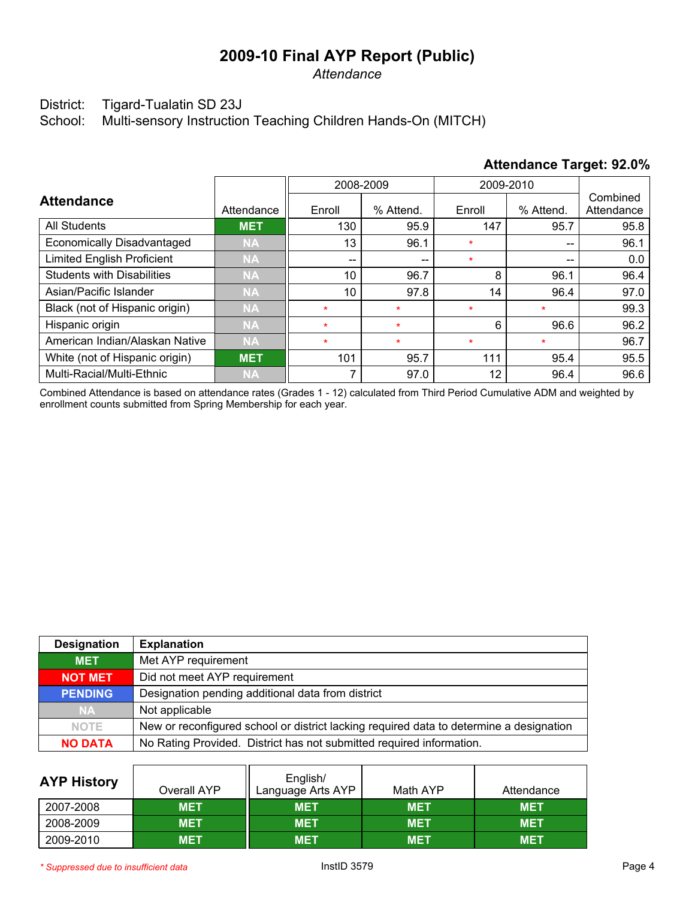# 2009-10 Final AYP Report (Public)

*Attendance*

District: Tigard-Tualatin SD 23J
School: Multi-sensory Instruction Teaching Children Hands-On (MITCH)

**Attendance Target: 92.0%**

| **Attendance** | Attendance | 2008-2009 | | 2009-2010 | | Combined Attendance |
|---|---|---|---|---|---|---|
| | | Enroll | % Attend. | Enroll | % Attend. | |
| All Students | MET | 130 | 95.9 | 147 | 95.7 | 95.8 |
| Economically Disadvantaged | NA | 13 | 96.1 | * | -- | 96.1 |
| Limited English Proficient | NA | -- | -- | * | -- | 0.0 |
| Students with Disabilities | NA | 10 | 96.7 | 8 | 96.1 | 96.4 |
| Asian/Pacific Islander | NA | 10 | 97.8 | 14 | 96.4 | 97.0 |
| Black (not of Hispanic origin) | NA | * | * | * | * | 99.3 |
| Hispanic origin | NA | * | * | 6 | 96.6 | 96.2 |
| American Indian/Alaskan Native | NA | * | * | * | * | 96.7 |
| White (not of Hispanic origin) | MET | 101 | 95.7 | 111 | 95.4 | 95.5 |
| Multi-Racial/Multi-Ethnic | NA | 7 | 97.0 | 12 | 96.4 | 96.6 |

Combined Attendance is based on attendance rates (Grades 1 - 12) calculated from Third Period Cumulative ADM and weighted by enrollment counts submitted from Spring Membership for each year.

| Designation | Explanation |
|---|---|
| MET | Met AYP requirement |
| NOT MET | Did not meet AYP requirement |
| PENDING | Designation pending additional data from district |
| NA | Not applicable |
| NOTE | New or reconfigured school or district lacking required data to determine a designation |
| NO DATA | No Rating Provided. District has not submitted required information. |

| **AYP History** | Overall AYP | English/ Language Arts AYP | Math AYP | Attendance |
|---|---|---|---|---|
| 2007-2008 | MET | MET | MET | MET |
| 2008-2009 | MET | MET | MET | MET |
| 2009-2010 | MET | MET | MET | MET |

*\* Suppressed due to insufficient data*

InstID 3579